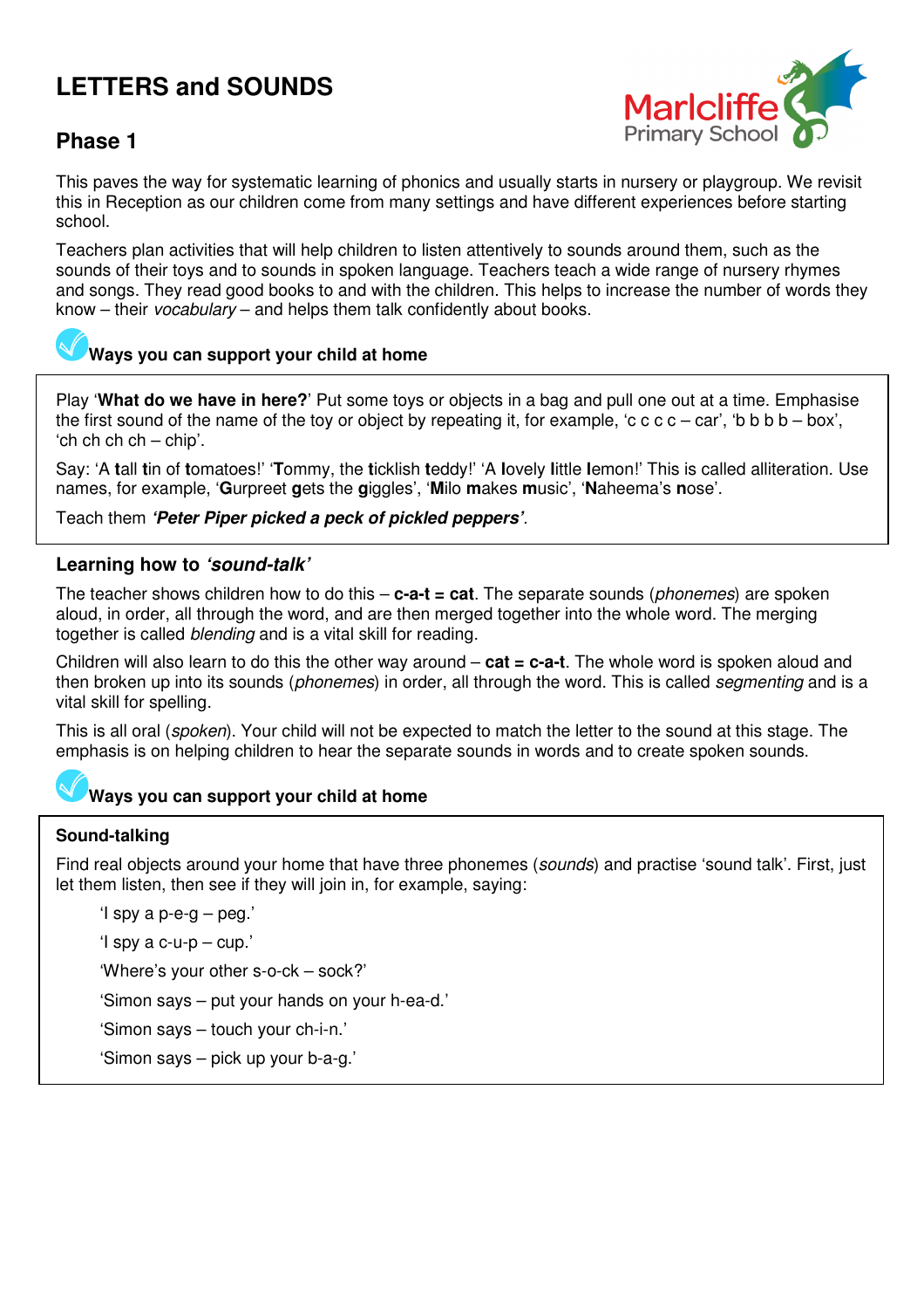# LETTERS and SOUNDS

## Phase 1

This paves the way for systematic learning of phonics and usually starts in nursery or playgroup. We revisit this in Reception as our children come from many settings and have different experiences before starting school.

Teachers plan activities that will help children to listen attentively to sounds around them, such as the sounds of their toys and to sounds in spoken language. Teachers teach a wide range of nursery rhymes and songs. They read good books to and with the children. This helps to increase the number of words they know – their *vocabulary* – and helps them talk confidently about books.

**Ways you can support your child at home**

Play '**What do we have in here?**' Put some toys or objects in a bag and pull one out at a time. Emphasise the first sound of the name of the toy or object by repeating it, for example, 'c c c c – car', 'b b b b – box', 'ch ch ch ch – chip'.

Say: 'A **t**all **t**in of **t**omatoes!' '**T**ommy, the **t**icklish **t**eddy!' 'A **l**ovely **l**ittle **l**emon!' This is called alliteration. Use names, for example, '**G**urpreet **g**ets the **g**iggles', '**M**ilo **m**akes **m**usic', '**N**aheema's **n**ose'.

Teach them ***'Peter Piper picked a peck of pickled peppers'***.

### Learning how to *'sound-talk'*

The teacher shows children how to do this – **c-a-t = cat**. The separate sounds (*phonemes*) are spoken aloud, in order, all through the word, and are then merged together into the whole word. The merging together is called *blending* and is a vital skill for reading.

Children will also learn to do this the other way around – **cat = c-a-t**. The whole word is spoken aloud and then broken up into its sounds (*phonemes*) in order, all through the word. This is called *segmenting* and is a vital skill for spelling.

This is all oral (*spoken*). Your child will not be expected to match the letter to the sound at this stage. The emphasis is on helping children to hear the separate sounds in words and to create spoken sounds.

**Ways you can support your child at home**

**Sound-talking**

Find real objects around your home that have three phonemes (*sounds*) and practise 'sound talk'. First, just let them listen, then see if they will join in, for example, saying:

> 'I spy a p-e-g – peg.'
>
> 'I spy a c-u-p – cup.'
>
> 'Where's your other s-o-ck – sock?'
>
> 'Simon says – put your hands on your h-ea-d.'
>
> 'Simon says – touch your ch-i-n.'
>
> 'Simon says – pick up your b-a-g.'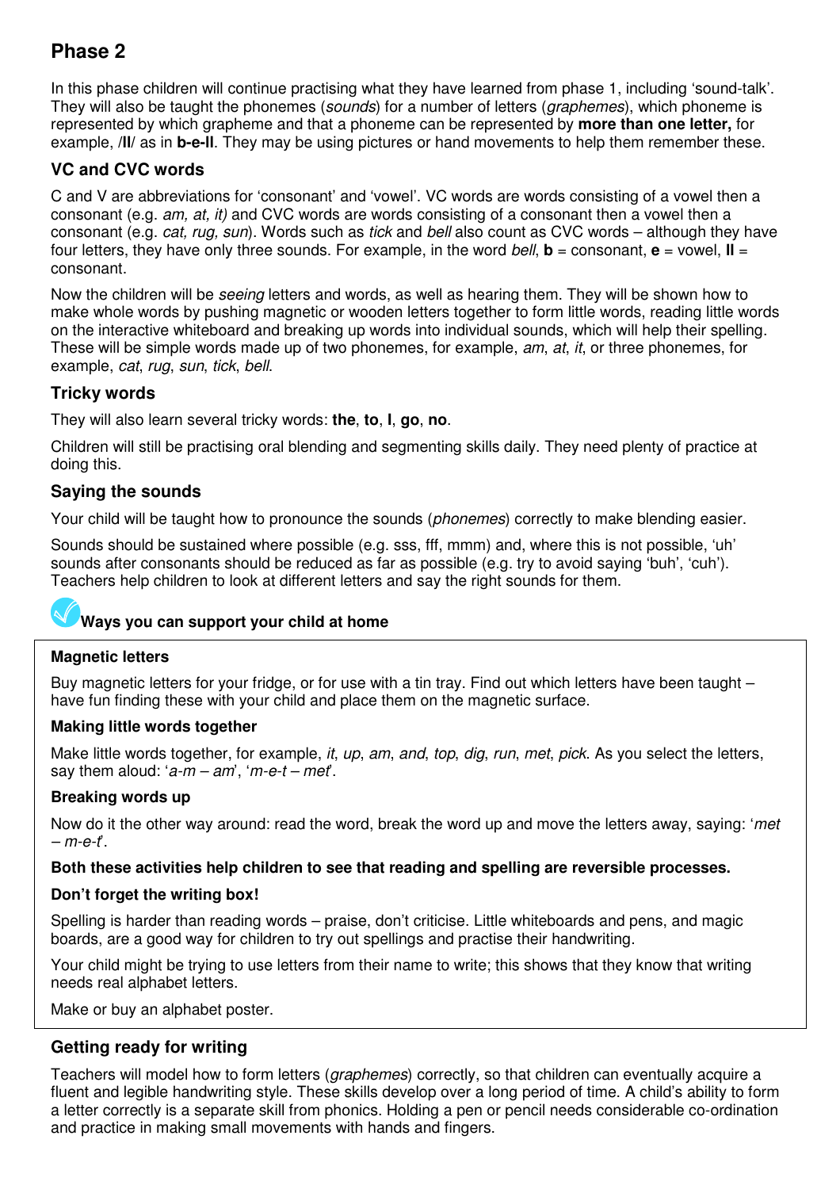# Phase 2

In this phase children will continue practising what they have learned from phase 1, including 'sound-talk'. They will also be taught the phonemes (*sounds*) for a number of letters (*graphemes*), which phoneme is represented by which grapheme and that a phoneme can be represented by **more than one letter,** for example, /**ll**/ as in **b-e-ll**. They may be using pictures or hand movements to help them remember these.

## VC and CVC words

C and V are abbreviations for 'consonant' and 'vowel'. VC words are words consisting of a vowel then a consonant (e.g. *am, at, it)* and CVC words are words consisting of a consonant then a vowel then a consonant (e.g. *cat, rug, sun*). Words such as *tick* and *bell* also count as CVC words – although they have four letters, they have only three sounds. For example, in the word *bell*, **b** = consonant, **e** = vowel, **ll** = consonant.

Now the children will be *seeing* letters and words, as well as hearing them. They will be shown how to make whole words by pushing magnetic or wooden letters together to form little words, reading little words on the interactive whiteboard and breaking up words into individual sounds, which will help their spelling. These will be simple words made up of two phonemes, for example, *am*, *at*, *it*, or three phonemes, for example, *cat*, *rug*, *sun*, *tick*, *bell*.

## Tricky words

They will also learn several tricky words: **the**, **to**, **I**, **go**, **no**.

Children will still be practising oral blending and segmenting skills daily. They need plenty of practice at doing this.

## Saying the sounds

Your child will be taught how to pronounce the sounds (*phonemes*) correctly to make blending easier.

Sounds should be sustained where possible (e.g. sss, fff, mmm) and, where this is not possible, 'uh' sounds after consonants should be reduced as far as possible (e.g. try to avoid saying 'buh', 'cuh'). Teachers help children to look at different letters and say the right sounds for them.

## Ways you can support your child at home

**Magnetic letters**

Buy magnetic letters for your fridge, or for use with a tin tray. Find out which letters have been taught – have fun finding these with your child and place them on the magnetic surface.

**Making little words together**

Make little words together, for example, *it*, *up*, *am*, *and*, *top*, *dig*, *run*, *met*, *pick*. As you select the letters, say them aloud: '*a-m – am*', '*m-e-t – met*'.

**Breaking words up**

Now do it the other way around: read the word, break the word up and move the letters away, saying: '*met – m-e-t*'.

**Both these activities help children to see that reading and spelling are reversible processes.**

**Don't forget the writing box!**

Spelling is harder than reading words – praise, don't criticise. Little whiteboards and pens, and magic boards, are a good way for children to try out spellings and practise their handwriting.

Your child might be trying to use letters from their name to write; this shows that they know that writing needs real alphabet letters.

Make or buy an alphabet poster.

## Getting ready for writing

Teachers will model how to form letters (*graphemes*) correctly, so that children can eventually acquire a fluent and legible handwriting style. These skills develop over a long period of time. A child's ability to form a letter correctly is a separate skill from phonics. Holding a pen or pencil needs considerable co-ordination and practice in making small movements with hands and fingers.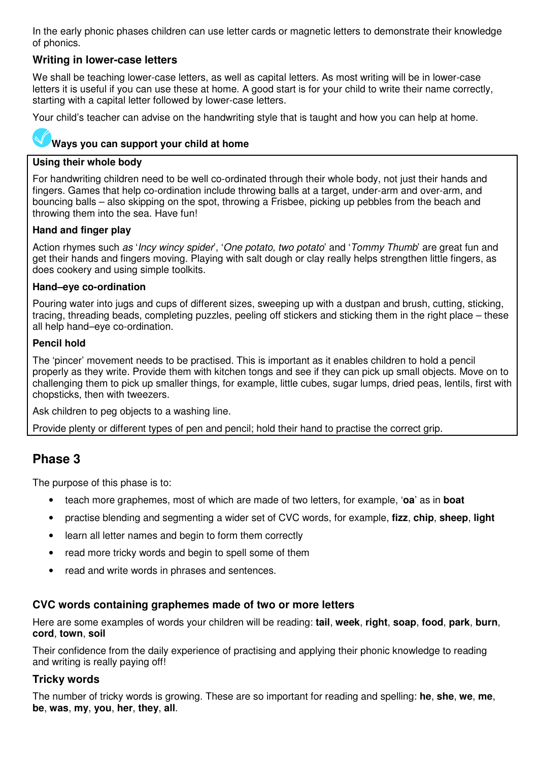In the early phonic phases children can use letter cards or magnetic letters to demonstrate their knowledge of phonics.

### Writing in lower-case letters

We shall be teaching lower-case letters, as well as capital letters. As most writing will be in lower-case letters it is useful if you can use these at home. A good start is for your child to write their name correctly, starting with a capital letter followed by lower-case letters.

Your child's teacher can advise on the handwriting style that is taught and how you can help at home.

### Ways you can support your child at home

**Using their whole body**

For handwriting children need to be well co-ordinated through their whole body, not just their hands and fingers. Games that help co-ordination include throwing balls at a target, under-arm and over-arm, and bouncing balls – also skipping on the spot, throwing a Frisbee, picking up pebbles from the beach and throwing them into the sea. Have fun!

**Hand and finger play**

Action rhymes such *as* '*Incy wincy spider*', '*One potato, two potato*' and '*Tommy Thumb*' are great fun and get their hands and fingers moving. Playing with salt dough or clay really helps strengthen little fingers, as does cookery and using simple toolkits.

**Hand–eye co-ordination**

Pouring water into jugs and cups of different sizes, sweeping up with a dustpan and brush, cutting, sticking, tracing, threading beads, completing puzzles, peeling off stickers and sticking them in the right place – these all help hand–eye co-ordination.

**Pencil hold**

The 'pincer' movement needs to be practised. This is important as it enables children to hold a pencil properly as they write. Provide them with kitchen tongs and see if they can pick up small objects. Move on to challenging them to pick up smaller things, for example, little cubes, sugar lumps, dried peas, lentils, first with chopsticks, then with tweezers.

Ask children to peg objects to a washing line.

Provide plenty or different types of pen and pencil; hold their hand to practise the correct grip.

## Phase 3

The purpose of this phase is to:

- teach more graphemes, most of which are made of two letters, for example, '**oa**' as in **boat**
- practise blending and segmenting a wider set of CVC words, for example, **fizz**, **chip**, **sheep**, **light**
- learn all letter names and begin to form them correctly
- read more tricky words and begin to spell some of them
- read and write words in phrases and sentences.

### CVC words containing graphemes made of two or more letters

Here are some examples of words your children will be reading: **tail**, **week**, **right**, **soap**, **food**, **park**, **burn**, **cord**, **town**, **soil**

Their confidence from the daily experience of practising and applying their phonic knowledge to reading and writing is really paying off!

### Tricky words

The number of tricky words is growing. These are so important for reading and spelling: **he**, **she**, **we**, **me**, **be**, **was**, **my**, **you**, **her**, **they**, **all**.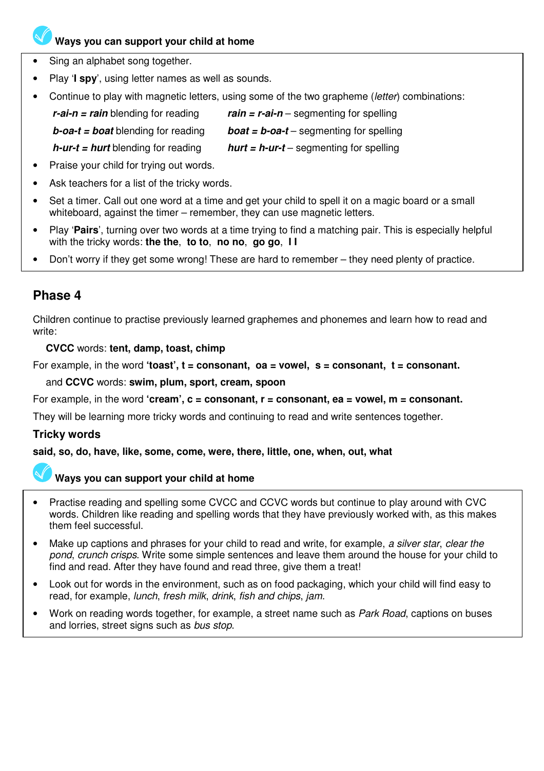**Ways you can support your child at home**

- Sing an alphabet song together.
- Play '**I spy**', using letter names as well as sounds.
- Continue to play with magnetic letters, using some of the two grapheme (*letter*) combinations:

  ***r-ai-n = rain*** blending for reading ***rain = r-ai-n*** – segmenting for spelling

  ***b-oa-t = boat*** blending for reading ***boat = b-oa-t*** – segmenting for spelling

  ***h-ur-t = hurt*** blending for reading ***hurt = h-ur-t*** – segmenting for spelling
- Praise your child for trying out words.
- Ask teachers for a list of the tricky words.
- Set a timer. Call out one word at a time and get your child to spell it on a magic board or a small whiteboard, against the timer – remember, they can use magnetic letters.
- Play '**Pairs**', turning over two words at a time trying to find a matching pair. This is especially helpful with the tricky words: **the the**, **to to**, **no no**, **go go**, **I I**
- Don't worry if they get some wrong! These are hard to remember – they need plenty of practice.

## Phase 4

Children continue to practise previously learned graphemes and phonemes and learn how to read and write:

**CVCC** words: **tent, damp, toast, chimp**

For example, in the word **'toast', t = consonant, oa = vowel, s = consonant, t = consonant.**

and **CCVC** words: **swim, plum, sport, cream, spoon**

For example, in the word **'cream', c = consonant, r = consonant, ea = vowel, m = consonant.**

They will be learning more tricky words and continuing to read and write sentences together.

### Tricky words

**said, so, do, have, like, some, come, were, there, little, one, when, out, what**

**Ways you can support your child at home**

- Practise reading and spelling some CVCC and CCVC words but continue to play around with CVC words. Children like reading and spelling words that they have previously worked with, as this makes them feel successful.
- Make up captions and phrases for your child to read and write, for example, *a silver star*, *clear the pond*, *crunch crisps*. Write some simple sentences and leave them around the house for your child to find and read. After they have found and read three, give them a treat!
- Look out for words in the environment, such as on food packaging, which your child will find easy to read, for example, *lunch*, *fresh milk*, *drink*, *fish and chips*, *jam*.
- Work on reading words together, for example, a street name such as *Park Road*, captions on buses and lorries, street signs such as *bus stop*.